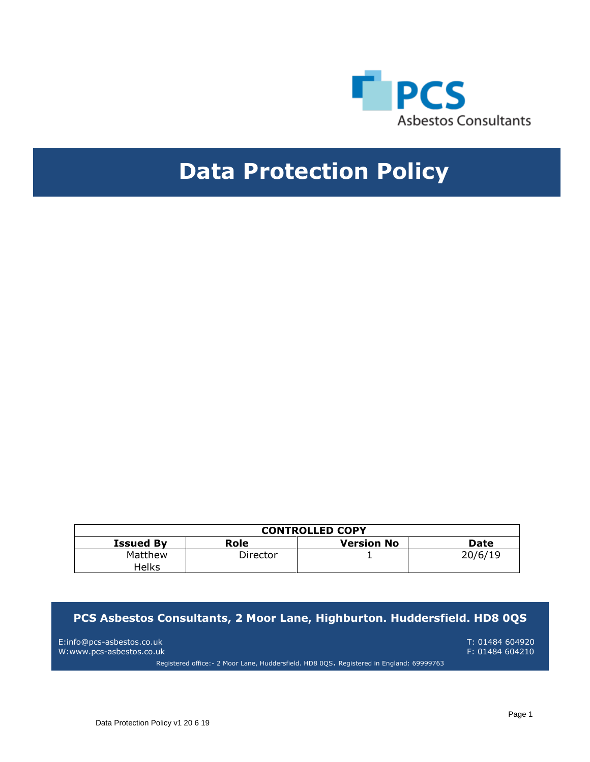PCS

Asbestos Consultants

# Data Protection Policy

| CONTROLLED COPY | | | |
|---|---|---|---|
| **Issued By** | **Role** | **Version No** | **Date** |
| Matthew Helks | Director | 1 | 20/6/19 |

**PCS Asbestos Consultants, 2 Moor Lane, Highburton. Huddersfield. HD8 0QS**

E:info@pcs-asbestos.co.uk
W:www.pcs-asbestos.co.uk

T: 01484 604920
F: 01484 604210

Registered office:- 2 Moor Lane, Huddersfield. HD8 0QS. Registered in England: 69999763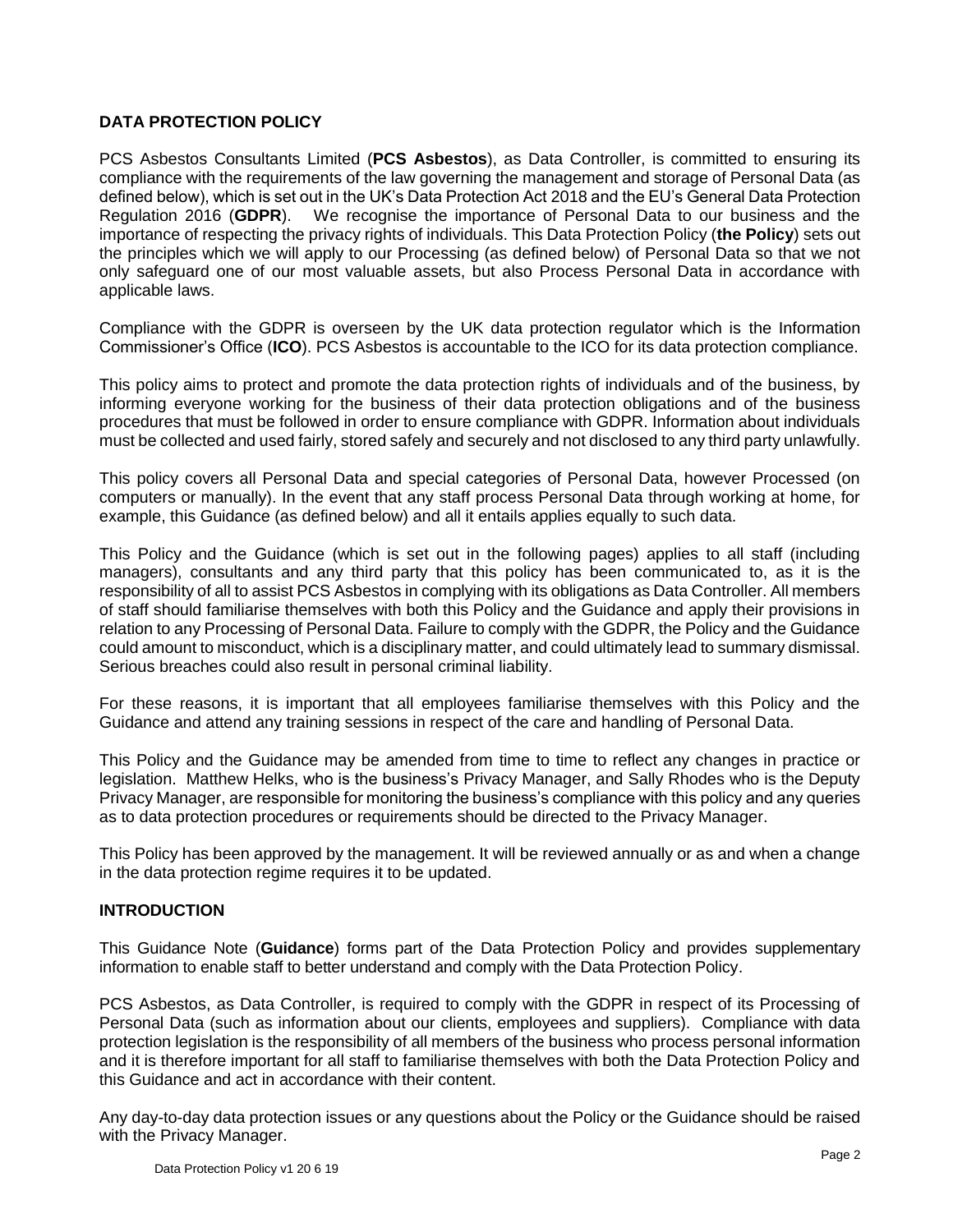## DATA PROTECTION POLICY

PCS Asbestos Consultants Limited (**PCS Asbestos**), as Data Controller, is committed to ensuring its compliance with the requirements of the law governing the management and storage of Personal Data (as defined below), which is set out in the UK's Data Protection Act 2018 and the EU's General Data Protection Regulation 2016 (**GDPR**). We recognise the importance of Personal Data to our business and the importance of respecting the privacy rights of individuals. This Data Protection Policy (**the Policy**) sets out the principles which we will apply to our Processing (as defined below) of Personal Data so that we not only safeguard one of our most valuable assets, but also Process Personal Data in accordance with applicable laws.

Compliance with the GDPR is overseen by the UK data protection regulator which is the Information Commissioner's Office (**ICO**). PCS Asbestos is accountable to the ICO for its data protection compliance.

This policy aims to protect and promote the data protection rights of individuals and of the business, by informing everyone working for the business of their data protection obligations and of the business procedures that must be followed in order to ensure compliance with GDPR. Information about individuals must be collected and used fairly, stored safely and securely and not disclosed to any third party unlawfully.

This policy covers all Personal Data and special categories of Personal Data, however Processed (on computers or manually). In the event that any staff process Personal Data through working at home, for example, this Guidance (as defined below) and all it entails applies equally to such data.

This Policy and the Guidance (which is set out in the following pages) applies to all staff (including managers), consultants and any third party that this policy has been communicated to, as it is the responsibility of all to assist PCS Asbestos in complying with its obligations as Data Controller. All members of staff should familiarise themselves with both this Policy and the Guidance and apply their provisions in relation to any Processing of Personal Data. Failure to comply with the GDPR, the Policy and the Guidance could amount to misconduct, which is a disciplinary matter, and could ultimately lead to summary dismissal. Serious breaches could also result in personal criminal liability.

For these reasons, it is important that all employees familiarise themselves with this Policy and the Guidance and attend any training sessions in respect of the care and handling of Personal Data.

This Policy and the Guidance may be amended from time to time to reflect any changes in practice or legislation. Matthew Helks, who is the business's Privacy Manager, and Sally Rhodes who is the Deputy Privacy Manager, are responsible for monitoring the business's compliance with this policy and any queries as to data protection procedures or requirements should be directed to the Privacy Manager.

This Policy has been approved by the management. It will be reviewed annually or as and when a change in the data protection regime requires it to be updated.

## INTRODUCTION

This Guidance Note (**Guidance**) forms part of the Data Protection Policy and provides supplementary information to enable staff to better understand and comply with the Data Protection Policy.

PCS Asbestos, as Data Controller, is required to comply with the GDPR in respect of its Processing of Personal Data (such as information about our clients, employees and suppliers). Compliance with data protection legislation is the responsibility of all members of the business who process personal information and it is therefore important for all staff to familiarise themselves with both the Data Protection Policy and this Guidance and act in accordance with their content.

Any day-to-day data protection issues or any questions about the Policy or the Guidance should be raised with the Privacy Manager.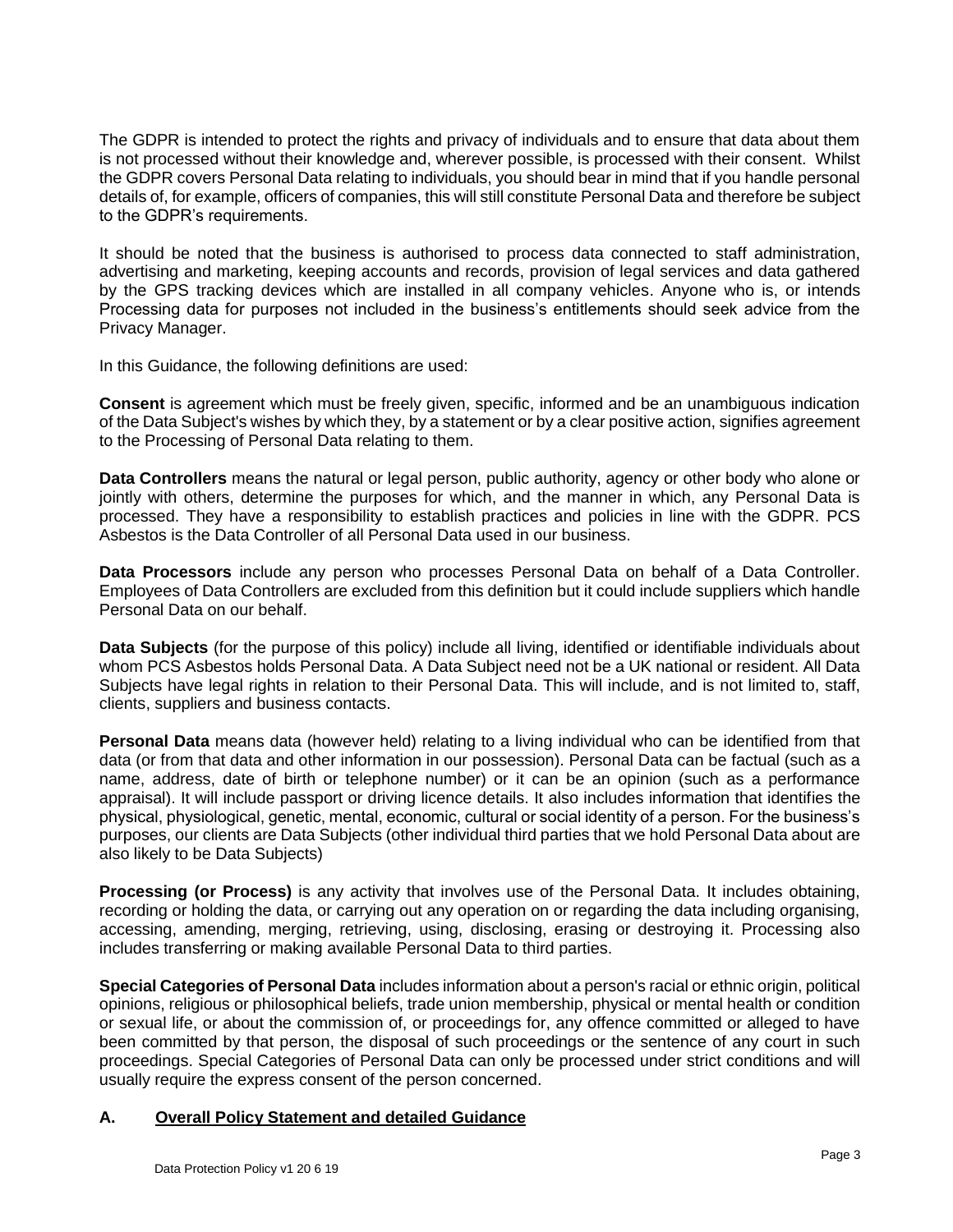The GDPR is intended to protect the rights and privacy of individuals and to ensure that data about them is not processed without their knowledge and, wherever possible, is processed with their consent. Whilst the GDPR covers Personal Data relating to individuals, you should bear in mind that if you handle personal details of, for example, officers of companies, this will still constitute Personal Data and therefore be subject to the GDPR's requirements.

It should be noted that the business is authorised to process data connected to staff administration, advertising and marketing, keeping accounts and records, provision of legal services and data gathered by the GPS tracking devices which are installed in all company vehicles. Anyone who is, or intends Processing data for purposes not included in the business's entitlements should seek advice from the Privacy Manager.

In this Guidance, the following definitions are used:

**Consent** is agreement which must be freely given, specific, informed and be an unambiguous indication of the Data Subject's wishes by which they, by a statement or by a clear positive action, signifies agreement to the Processing of Personal Data relating to them.

**Data Controllers** means the natural or legal person, public authority, agency or other body who alone or jointly with others, determine the purposes for which, and the manner in which, any Personal Data is processed. They have a responsibility to establish practices and policies in line with the GDPR. PCS Asbestos is the Data Controller of all Personal Data used in our business.

**Data Processors** include any person who processes Personal Data on behalf of a Data Controller. Employees of Data Controllers are excluded from this definition but it could include suppliers which handle Personal Data on our behalf.

**Data Subjects** (for the purpose of this policy) include all living, identified or identifiable individuals about whom PCS Asbestos holds Personal Data. A Data Subject need not be a UK national or resident. All Data Subjects have legal rights in relation to their Personal Data. This will include, and is not limited to, staff, clients, suppliers and business contacts.

**Personal Data** means data (however held) relating to a living individual who can be identified from that data (or from that data and other information in our possession). Personal Data can be factual (such as a name, address, date of birth or telephone number) or it can be an opinion (such as a performance appraisal). It will include passport or driving licence details. It also includes information that identifies the physical, physiological, genetic, mental, economic, cultural or social identity of a person. For the business's purposes, our clients are Data Subjects (other individual third parties that we hold Personal Data about are also likely to be Data Subjects)

**Processing (or Process)** is any activity that involves use of the Personal Data. It includes obtaining, recording or holding the data, or carrying out any operation on or regarding the data including organising, accessing, amending, merging, retrieving, using, disclosing, erasing or destroying it. Processing also includes transferring or making available Personal Data to third parties.

**Special Categories of Personal Data** includes information about a person's racial or ethnic origin, political opinions, religious or philosophical beliefs, trade union membership, physical or mental health or condition or sexual life, or about the commission of, or proceedings for, any offence committed or alleged to have been committed by that person, the disposal of such proceedings or the sentence of any court in such proceedings. Special Categories of Personal Data can only be processed under strict conditions and will usually require the express consent of the person concerned.

## A. Overall Policy Statement and detailed Guidance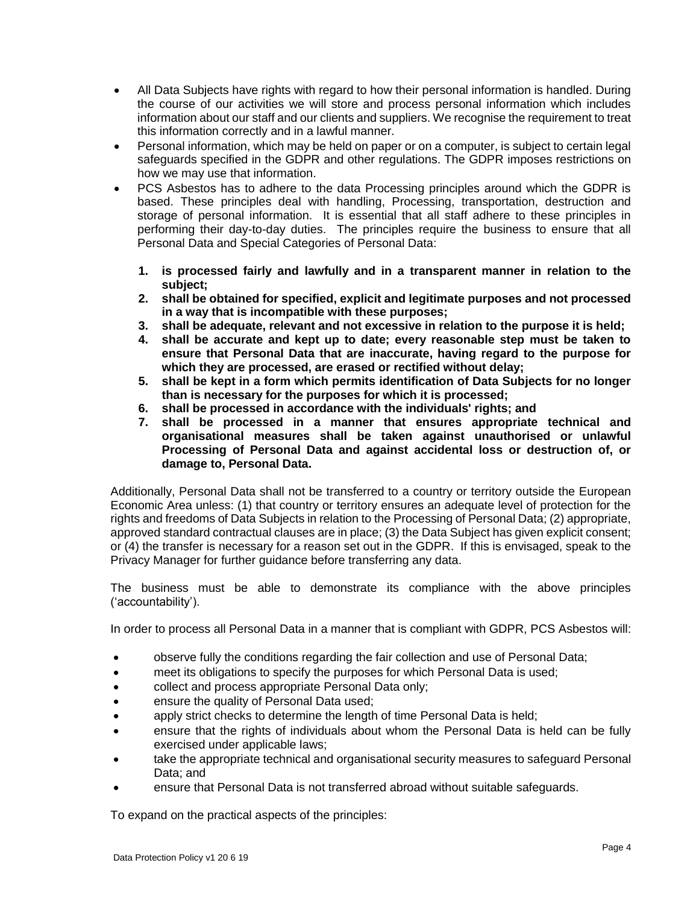- All Data Subjects have rights with regard to how their personal information is handled. During the course of our activities we will store and process personal information which includes information about our staff and our clients and suppliers. We recognise the requirement to treat this information correctly and in a lawful manner.
- Personal information, which may be held on paper or on a computer, is subject to certain legal safeguards specified in the GDPR and other regulations. The GDPR imposes restrictions on how we may use that information.
- PCS Asbestos has to adhere to the data Processing principles around which the GDPR is based. These principles deal with handling, Processing, transportation, destruction and storage of personal information. It is essential that all staff adhere to these principles in performing their day-to-day duties. The principles require the business to ensure that all Personal Data and Special Categories of Personal Data:

  1. **is processed fairly and lawfully and in a transparent manner in relation to the subject;**
  2. **shall be obtained for specified, explicit and legitimate purposes and not processed in a way that is incompatible with these purposes;**
  3. **shall be adequate, relevant and not excessive in relation to the purpose it is held;**
  4. **shall be accurate and kept up to date; every reasonable step must be taken to ensure that Personal Data that are inaccurate, having regard to the purpose for which they are processed, are erased or rectified without delay;**
  5. **shall be kept in a form which permits identification of Data Subjects for no longer than is necessary for the purposes for which it is processed;**
  6. **shall be processed in accordance with the individuals' rights; and**
  7. **shall be processed in a manner that ensures appropriate technical and organisational measures shall be taken against unauthorised or unlawful Processing of Personal Data and against accidental loss or destruction of, or damage to, Personal Data.**

Additionally, Personal Data shall not be transferred to a country or territory outside the European Economic Area unless: (1) that country or territory ensures an adequate level of protection for the rights and freedoms of Data Subjects in relation to the Processing of Personal Data; (2) appropriate, approved standard contractual clauses are in place; (3) the Data Subject has given explicit consent; or (4) the transfer is necessary for a reason set out in the GDPR. If this is envisaged, speak to the Privacy Manager for further guidance before transferring any data.

The business must be able to demonstrate its compliance with the above principles ('accountability').

In order to process all Personal Data in a manner that is compliant with GDPR, PCS Asbestos will:

- observe fully the conditions regarding the fair collection and use of Personal Data;
- meet its obligations to specify the purposes for which Personal Data is used;
- collect and process appropriate Personal Data only;
- ensure the quality of Personal Data used;
- apply strict checks to determine the length of time Personal Data is held;
- ensure that the rights of individuals about whom the Personal Data is held can be fully exercised under applicable laws;
- take the appropriate technical and organisational security measures to safeguard Personal Data; and
- ensure that Personal Data is not transferred abroad without suitable safeguards.

To expand on the practical aspects of the principles: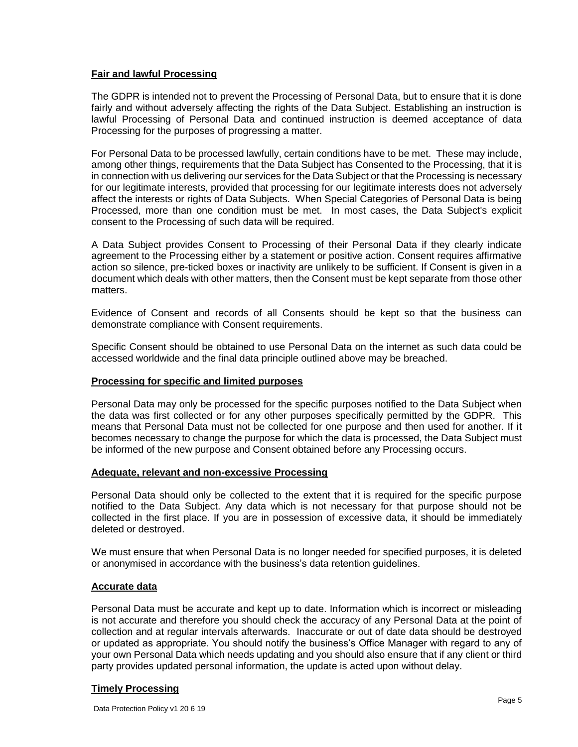**Fair and lawful Processing**

The GDPR is intended not to prevent the Processing of Personal Data, but to ensure that it is done fairly and without adversely affecting the rights of the Data Subject. Establishing an instruction is lawful Processing of Personal Data and continued instruction is deemed acceptance of data Processing for the purposes of progressing a matter.

For Personal Data to be processed lawfully, certain conditions have to be met. These may include, among other things, requirements that the Data Subject has Consented to the Processing, that it is in connection with us delivering our services for the Data Subject or that the Processing is necessary for our legitimate interests, provided that processing for our legitimate interests does not adversely affect the interests or rights of Data Subjects. When Special Categories of Personal Data is being Processed, more than one condition must be met. In most cases, the Data Subject's explicit consent to the Processing of such data will be required.

A Data Subject provides Consent to Processing of their Personal Data if they clearly indicate agreement to the Processing either by a statement or positive action. Consent requires affirmative action so silence, pre-ticked boxes or inactivity are unlikely to be sufficient. If Consent is given in a document which deals with other matters, then the Consent must be kept separate from those other matters.

Evidence of Consent and records of all Consents should be kept so that the business can demonstrate compliance with Consent requirements.

Specific Consent should be obtained to use Personal Data on the internet as such data could be accessed worldwide and the final data principle outlined above may be breached.

**Processing for specific and limited purposes**

Personal Data may only be processed for the specific purposes notified to the Data Subject when the data was first collected or for any other purposes specifically permitted by the GDPR. This means that Personal Data must not be collected for one purpose and then used for another. If it becomes necessary to change the purpose for which the data is processed, the Data Subject must be informed of the new purpose and Consent obtained before any Processing occurs.

**Adequate, relevant and non-excessive Processing**

Personal Data should only be collected to the extent that it is required for the specific purpose notified to the Data Subject. Any data which is not necessary for that purpose should not be collected in the first place. If you are in possession of excessive data, it should be immediately deleted or destroyed.

We must ensure that when Personal Data is no longer needed for specified purposes, it is deleted or anonymised in accordance with the business's data retention guidelines.

**Accurate data**

Personal Data must be accurate and kept up to date. Information which is incorrect or misleading is not accurate and therefore you should check the accuracy of any Personal Data at the point of collection and at regular intervals afterwards. Inaccurate or out of date data should be destroyed or updated as appropriate. You should notify the business's Office Manager with regard to any of your own Personal Data which needs updating and you should also ensure that if any client or third party provides updated personal information, the update is acted upon without delay.

**Timely Processing**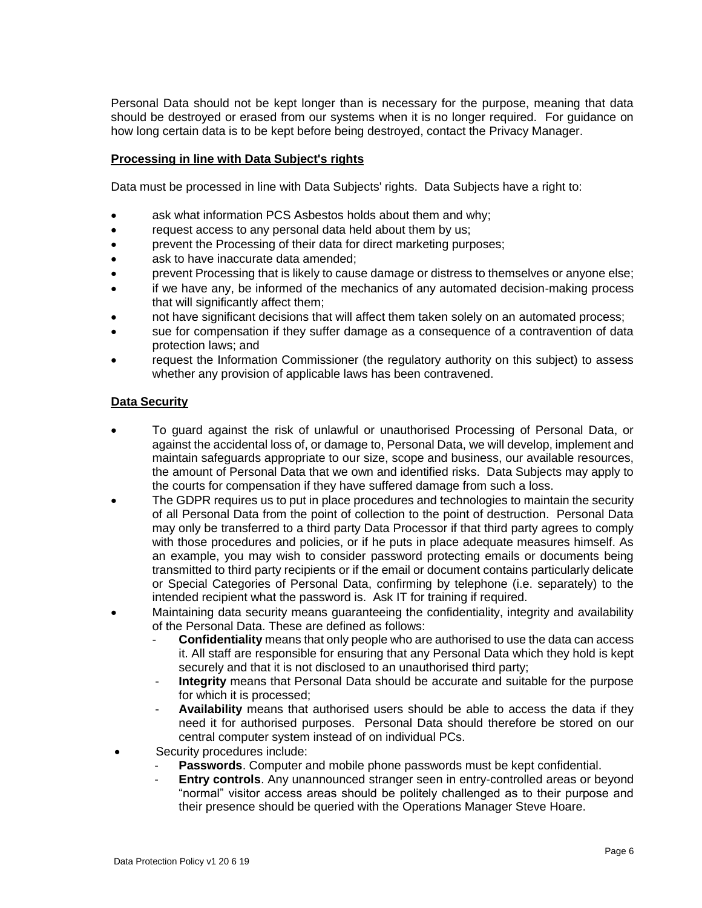Personal Data should not be kept longer than is necessary for the purpose, meaning that data should be destroyed or erased from our systems when it is no longer required. For guidance on how long certain data is to be kept before being destroyed, contact the Privacy Manager.

**Processing in line with Data Subject's rights**

Data must be processed in line with Data Subjects' rights. Data Subjects have a right to:

- ask what information PCS Asbestos holds about them and why;
- request access to any personal data held about them by us;
- prevent the Processing of their data for direct marketing purposes;
- ask to have inaccurate data amended;
- prevent Processing that is likely to cause damage or distress to themselves or anyone else;
- if we have any, be informed of the mechanics of any automated decision-making process that will significantly affect them;
- not have significant decisions that will affect them taken solely on an automated process;
- sue for compensation if they suffer damage as a consequence of a contravention of data protection laws; and
- request the Information Commissioner (the regulatory authority on this subject) to assess whether any provision of applicable laws has been contravened.

**Data Security**

- To guard against the risk of unlawful or unauthorised Processing of Personal Data, or against the accidental loss of, or damage to, Personal Data, we will develop, implement and maintain safeguards appropriate to our size, scope and business, our available resources, the amount of Personal Data that we own and identified risks. Data Subjects may apply to the courts for compensation if they have suffered damage from such a loss.
- The GDPR requires us to put in place procedures and technologies to maintain the security of all Personal Data from the point of collection to the point of destruction. Personal Data may only be transferred to a third party Data Processor if that third party agrees to comply with those procedures and policies, or if he puts in place adequate measures himself. As an example, you may wish to consider password protecting emails or documents being transmitted to third party recipients or if the email or document contains particularly delicate or Special Categories of Personal Data, confirming by telephone (i.e. separately) to the intended recipient what the password is. Ask IT for training if required.
- Maintaining data security means guaranteeing the confidentiality, integrity and availability of the Personal Data. These are defined as follows:
  - **Confidentiality** means that only people who are authorised to use the data can access it. All staff are responsible for ensuring that any Personal Data which they hold is kept securely and that it is not disclosed to an unauthorised third party;
  - **Integrity** means that Personal Data should be accurate and suitable for the purpose for which it is processed;
  - **Availability** means that authorised users should be able to access the data if they need it for authorised purposes. Personal Data should therefore be stored on our central computer system instead of on individual PCs.
- Security procedures include:
  - **Passwords**. Computer and mobile phone passwords must be kept confidential.
  - **Entry controls**. Any unannounced stranger seen in entry-controlled areas or beyond "normal" visitor access areas should be politely challenged as to their purpose and their presence should be queried with the Operations Manager Steve Hoare.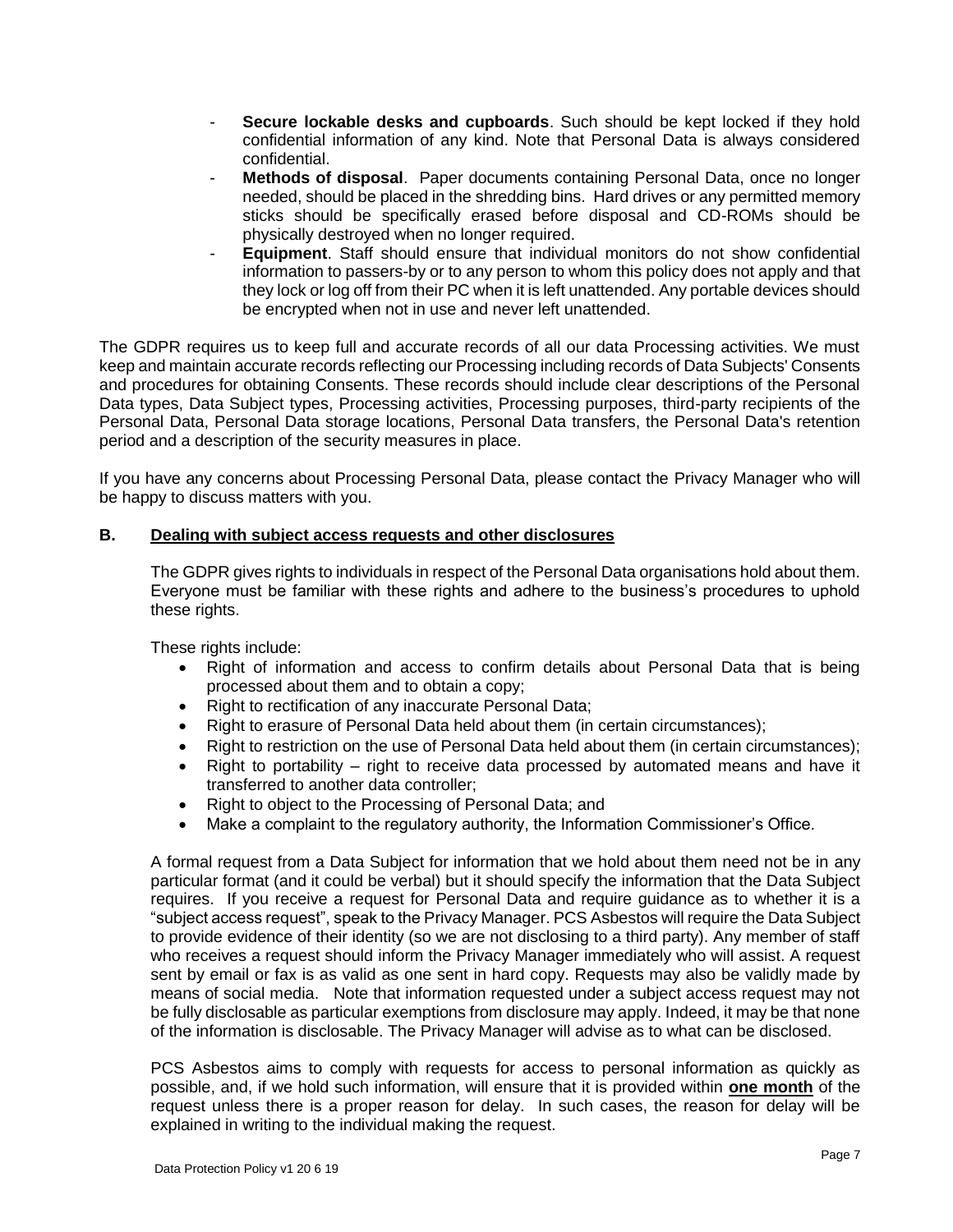- **Secure lockable desks and cupboards**. Such should be kept locked if they hold confidential information of any kind. Note that Personal Data is always considered confidential.
- **Methods of disposal**. Paper documents containing Personal Data, once no longer needed, should be placed in the shredding bins. Hard drives or any permitted memory sticks should be specifically erased before disposal and CD-ROMs should be physically destroyed when no longer required.
- **Equipment**. Staff should ensure that individual monitors do not show confidential information to passers-by or to any person to whom this policy does not apply and that they lock or log off from their PC when it is left unattended. Any portable devices should be encrypted when not in use and never left unattended.

The GDPR requires us to keep full and accurate records of all our data Processing activities. We must keep and maintain accurate records reflecting our Processing including records of Data Subjects' Consents and procedures for obtaining Consents. These records should include clear descriptions of the Personal Data types, Data Subject types, Processing activities, Processing purposes, third-party recipients of the Personal Data, Personal Data storage locations, Personal Data transfers, the Personal Data's retention period and a description of the security measures in place.

If you have any concerns about Processing Personal Data, please contact the Privacy Manager who will be happy to discuss matters with you.

**B. <u>Dealing with subject access requests and other disclosures</u>**

The GDPR gives rights to individuals in respect of the Personal Data organisations hold about them. Everyone must be familiar with these rights and adhere to the business's procedures to uphold these rights.

These rights include:

- Right of information and access to confirm details about Personal Data that is being processed about them and to obtain a copy;
- Right to rectification of any inaccurate Personal Data;
- Right to erasure of Personal Data held about them (in certain circumstances);
- Right to restriction on the use of Personal Data held about them (in certain circumstances);
- Right to portability – right to receive data processed by automated means and have it transferred to another data controller;
- Right to object to the Processing of Personal Data; and
- Make a complaint to the regulatory authority, the Information Commissioner's Office.

A formal request from a Data Subject for information that we hold about them need not be in any particular format (and it could be verbal) but it should specify the information that the Data Subject requires. If you receive a request for Personal Data and require guidance as to whether it is a "subject access request", speak to the Privacy Manager. PCS Asbestos will require the Data Subject to provide evidence of their identity (so we are not disclosing to a third party). Any member of staff who receives a request should inform the Privacy Manager immediately who will assist. A request sent by email or fax is as valid as one sent in hard copy. Requests may also be validly made by means of social media. Note that information requested under a subject access request may not be fully disclosable as particular exemptions from disclosure may apply. Indeed, it may be that none of the information is disclosable. The Privacy Manager will advise as to what can be disclosed.

PCS Asbestos aims to comply with requests for access to personal information as quickly as possible, and, if we hold such information, will ensure that it is provided within **<u>one month</u>** of the request unless there is a proper reason for delay. In such cases, the reason for delay will be explained in writing to the individual making the request.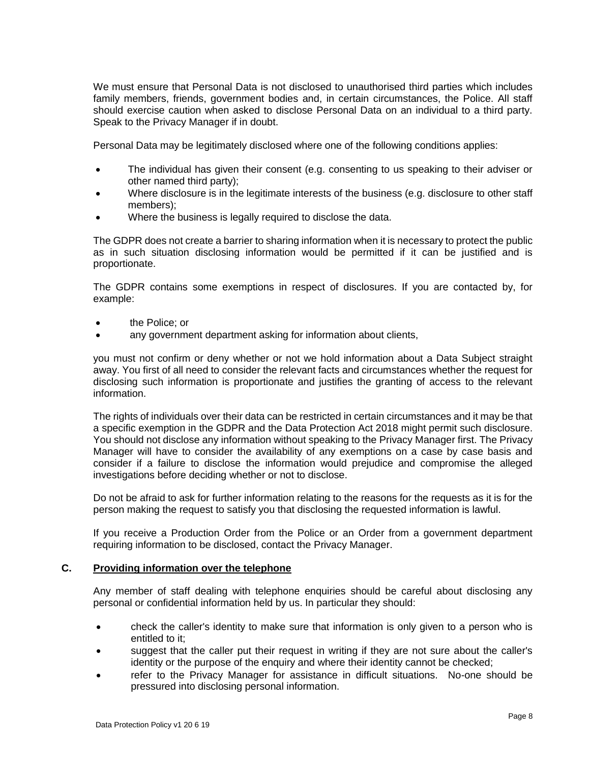We must ensure that Personal Data is not disclosed to unauthorised third parties which includes family members, friends, government bodies and, in certain circumstances, the Police. All staff should exercise caution when asked to disclose Personal Data on an individual to a third party. Speak to the Privacy Manager if in doubt.

Personal Data may be legitimately disclosed where one of the following conditions applies:

- The individual has given their consent (e.g. consenting to us speaking to their adviser or other named third party);
- Where disclosure is in the legitimate interests of the business (e.g. disclosure to other staff members);
- Where the business is legally required to disclose the data.

The GDPR does not create a barrier to sharing information when it is necessary to protect the public as in such situation disclosing information would be permitted if it can be justified and is proportionate.

The GDPR contains some exemptions in respect of disclosures. If you are contacted by, for example:

- the Police; or
- any government department asking for information about clients,

you must not confirm or deny whether or not we hold information about a Data Subject straight away. You first of all need to consider the relevant facts and circumstances whether the request for disclosing such information is proportionate and justifies the granting of access to the relevant information.

The rights of individuals over their data can be restricted in certain circumstances and it may be that a specific exemption in the GDPR and the Data Protection Act 2018 might permit such disclosure. You should not disclose any information without speaking to the Privacy Manager first. The Privacy Manager will have to consider the availability of any exemptions on a case by case basis and consider if a failure to disclose the information would prejudice and compromise the alleged investigations before deciding whether or not to disclose.

Do not be afraid to ask for further information relating to the reasons for the requests as it is for the person making the request to satisfy you that disclosing the requested information is lawful.

If you receive a Production Order from the Police or an Order from a government department requiring information to be disclosed, contact the Privacy Manager.

### C. Providing information over the telephone

Any member of staff dealing with telephone enquiries should be careful about disclosing any personal or confidential information held by us. In particular they should:

- check the caller's identity to make sure that information is only given to a person who is entitled to it;
- suggest that the caller put their request in writing if they are not sure about the caller's identity or the purpose of the enquiry and where their identity cannot be checked;
- refer to the Privacy Manager for assistance in difficult situations. No-one should be pressured into disclosing personal information.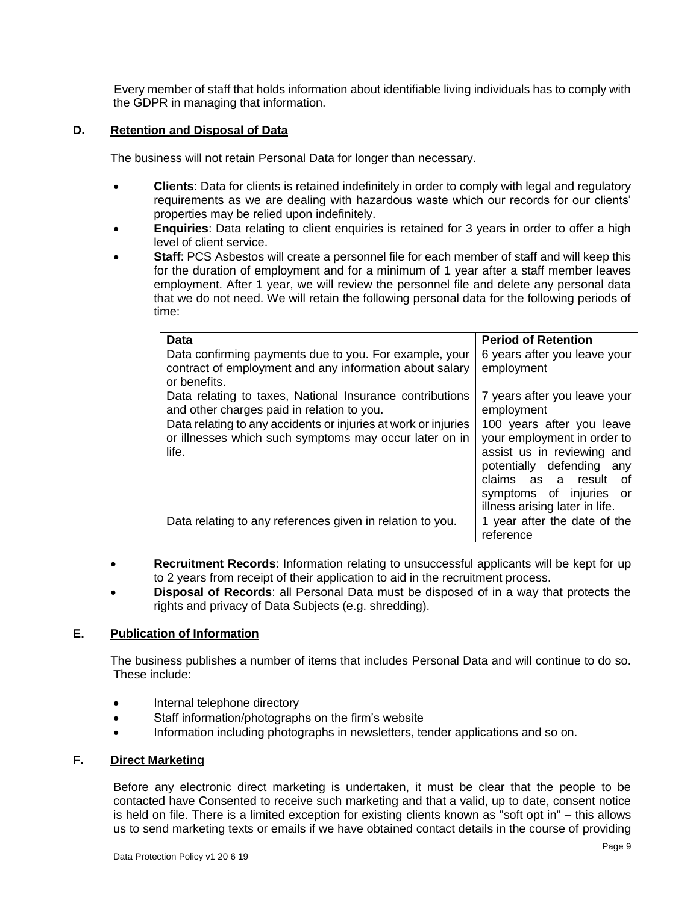Every member of staff that holds information about identifiable living individuals has to comply with the GDPR in managing that information.

## D. Retention and Disposal of Data

The business will not retain Personal Data for longer than necessary.

- **Clients**: Data for clients is retained indefinitely in order to comply with legal and regulatory requirements as we are dealing with hazardous waste which our records for our clients' properties may be relied upon indefinitely.
- **Enquiries**: Data relating to client enquiries is retained for 3 years in order to offer a high level of client service.
- **Staff**: PCS Asbestos will create a personnel file for each member of staff and will keep this for the duration of employment and for a minimum of 1 year after a staff member leaves employment. After 1 year, we will review the personnel file and delete any personal data that we do not need. We will retain the following personal data for the following periods of time:

| Data | Period of Retention |
| --- | --- |
| Data confirming payments due to you. For example, your contract of employment and any information about salary or benefits. | 6 years after you leave your employment |
| Data relating to taxes, National Insurance contributions and other charges paid in relation to you. | 7 years after you leave your employment |
| Data relating to any accidents or injuries at work or injuries or illnesses which such symptoms may occur later on in life. | 100 years after you leave your employment in order to assist us in reviewing and potentially defending any claims as a result of symptoms of injuries or illness arising later in life. |
| Data relating to any references given in relation to you. | 1 year after the date of the reference |

- **Recruitment Records**: Information relating to unsuccessful applicants will be kept for up to 2 years from receipt of their application to aid in the recruitment process.
- **Disposal of Records**: all Personal Data must be disposed of in a way that protects the rights and privacy of Data Subjects (e.g. shredding).

## E. Publication of Information

The business publishes a number of items that includes Personal Data and will continue to do so. These include:

- Internal telephone directory
- Staff information/photographs on the firm's website
- Information including photographs in newsletters, tender applications and so on.

## F. Direct Marketing

Before any electronic direct marketing is undertaken, it must be clear that the people to be contacted have Consented to receive such marketing and that a valid, up to date, consent notice is held on file. There is a limited exception for existing clients known as "soft opt in" – this allows us to send marketing texts or emails if we have obtained contact details in the course of providing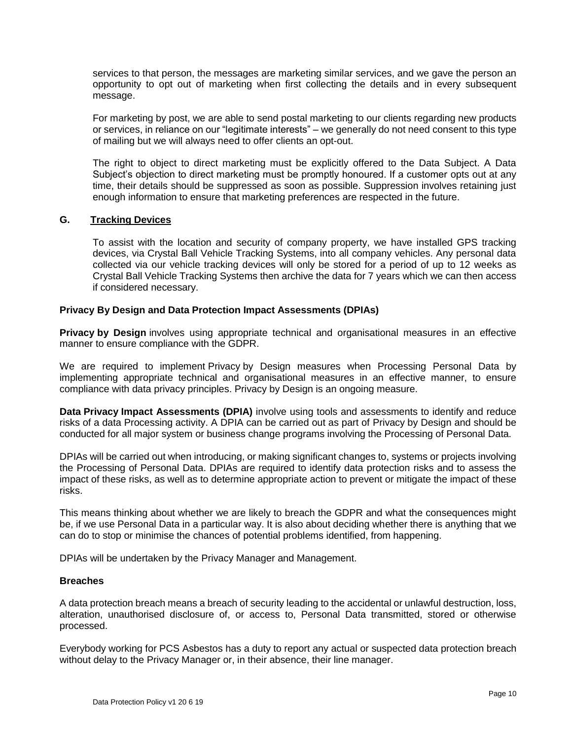services to that person, the messages are marketing similar services, and we gave the person an opportunity to opt out of marketing when first collecting the details and in every subsequent message.

For marketing by post, we are able to send postal marketing to our clients regarding new products or services, in reliance on our "legitimate interests" – we generally do not need consent to this type of mailing but we will always need to offer clients an opt-out.

The right to object to direct marketing must be explicitly offered to the Data Subject. A Data Subject's objection to direct marketing must be promptly honoured. If a customer opts out at any time, their details should be suppressed as soon as possible. Suppression involves retaining just enough information to ensure that marketing preferences are respected in the future.

### G. Tracking Devices

To assist with the location and security of company property, we have installed GPS tracking devices, via Crystal Ball Vehicle Tracking Systems, into all company vehicles. Any personal data collected via our vehicle tracking devices will only be stored for a period of up to 12 weeks as Crystal Ball Vehicle Tracking Systems then archive the data for 7 years which we can then access if considered necessary.

## Privacy By Design and Data Protection Impact Assessments (DPIAs)

**Privacy by Design** involves using appropriate technical and organisational measures in an effective manner to ensure compliance with the GDPR.

We are required to implement Privacy by Design measures when Processing Personal Data by implementing appropriate technical and organisational measures in an effective manner, to ensure compliance with data privacy principles. Privacy by Design is an ongoing measure.

**Data Privacy Impact Assessments (DPIA)** involve using tools and assessments to identify and reduce risks of a data Processing activity. A DPIA can be carried out as part of Privacy by Design and should be conducted for all major system or business change programs involving the Processing of Personal Data.

DPIAs will be carried out when introducing, or making significant changes to, systems or projects involving the Processing of Personal Data. DPIAs are required to identify data protection risks and to assess the impact of these risks, as well as to determine appropriate action to prevent or mitigate the impact of these risks.

This means thinking about whether we are likely to breach the GDPR and what the consequences might be, if we use Personal Data in a particular way. It is also about deciding whether there is anything that we can do to stop or minimise the chances of potential problems identified, from happening.

DPIAs will be undertaken by the Privacy Manager and Management.

## Breaches

A data protection breach means a breach of security leading to the accidental or unlawful destruction, loss, alteration, unauthorised disclosure of, or access to, Personal Data transmitted, stored or otherwise processed.

Everybody working for PCS Asbestos has a duty to report any actual or suspected data protection breach without delay to the Privacy Manager or, in their absence, their line manager.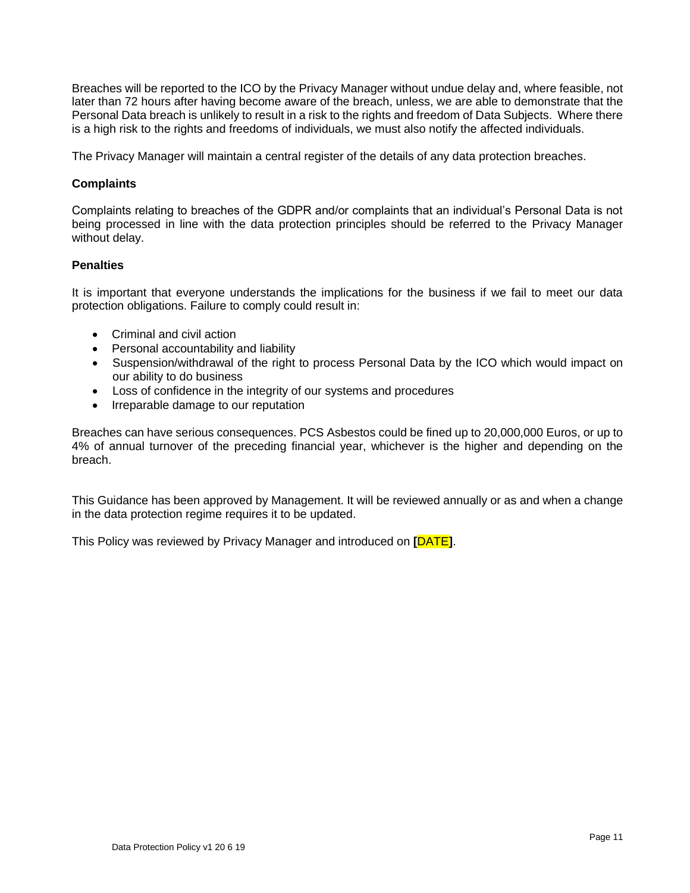Breaches will be reported to the ICO by the Privacy Manager without undue delay and, where feasible, not later than 72 hours after having become aware of the breach, unless, we are able to demonstrate that the Personal Data breach is unlikely to result in a risk to the rights and freedom of Data Subjects. Where there is a high risk to the rights and freedoms of individuals, we must also notify the affected individuals.

The Privacy Manager will maintain a central register of the details of any data protection breaches.

**Complaints**

Complaints relating to breaches of the GDPR and/or complaints that an individual's Personal Data is not being processed in line with the data protection principles should be referred to the Privacy Manager without delay.

**Penalties**

It is important that everyone understands the implications for the business if we fail to meet our data protection obligations. Failure to comply could result in:

- Criminal and civil action
- Personal accountability and liability
- Suspension/withdrawal of the right to process Personal Data by the ICO which would impact on our ability to do business
- Loss of confidence in the integrity of our systems and procedures
- Irreparable damage to our reputation

Breaches can have serious consequences. PCS Asbestos could be fined up to 20,000,000 Euros, or up to 4% of annual turnover of the preceding financial year, whichever is the higher and depending on the breach.

This Guidance has been approved by Management. It will be reviewed annually or as and when a change in the data protection regime requires it to be updated.

This Policy was reviewed by Privacy Manager and introduced on **[**DATE**]**.